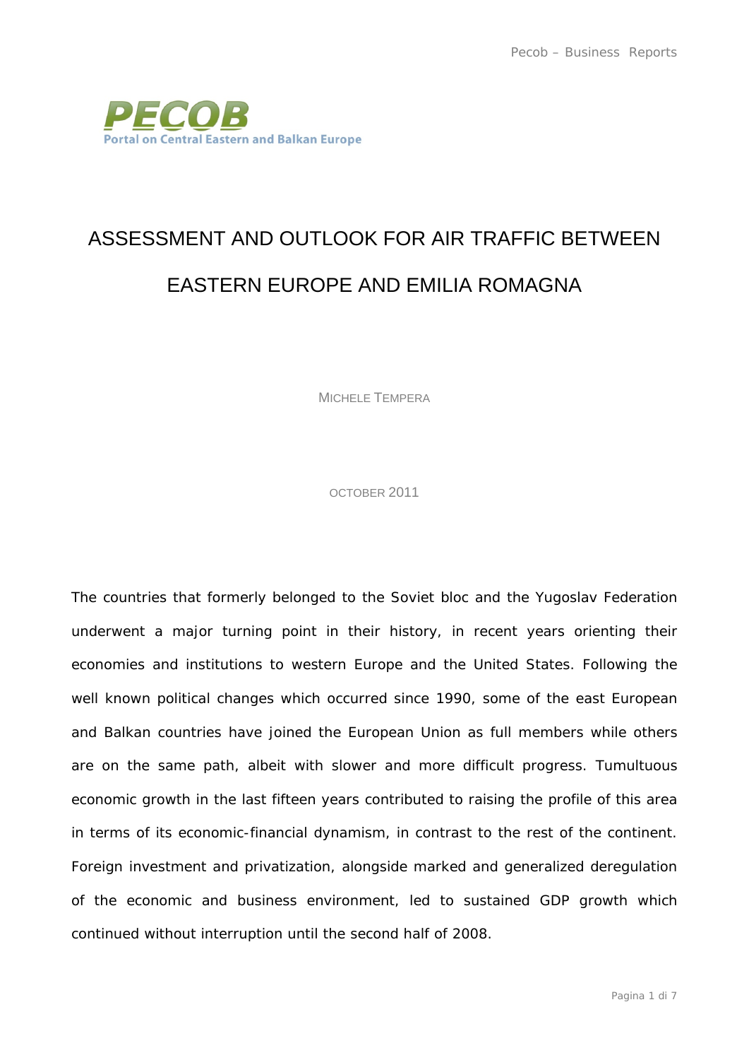# ASSESSMENT AND OUTLOOK FOR AIR TRAFFIC BETWEEN EASTERN EUROPE AND EMILIA ROMAGNA

MICHELE TEMPERA

OCTOBER 2011

The countries that formerly belonged to the Soviet bloc and the Yugoslav Federation underwent a major turning point in their history, in recent years orienting their economies and institutions to western Europe and the United States. Following the well known political changes which occurred since 1990, some of the east European and Balkan countries have joined the European Union as full members while others are on the same path, albeit with slower and more difficult progress. Tumultuous economic growth in the last fifteen years contributed to raising the profile of this area in terms of its economic-financial dynamism, in contrast to the rest of the continent. Foreign investment and privatization, alongside marked and generalized deregulation of the economic and business environment, led to sustained GDP growth which continued without interruption until the second half of 2008.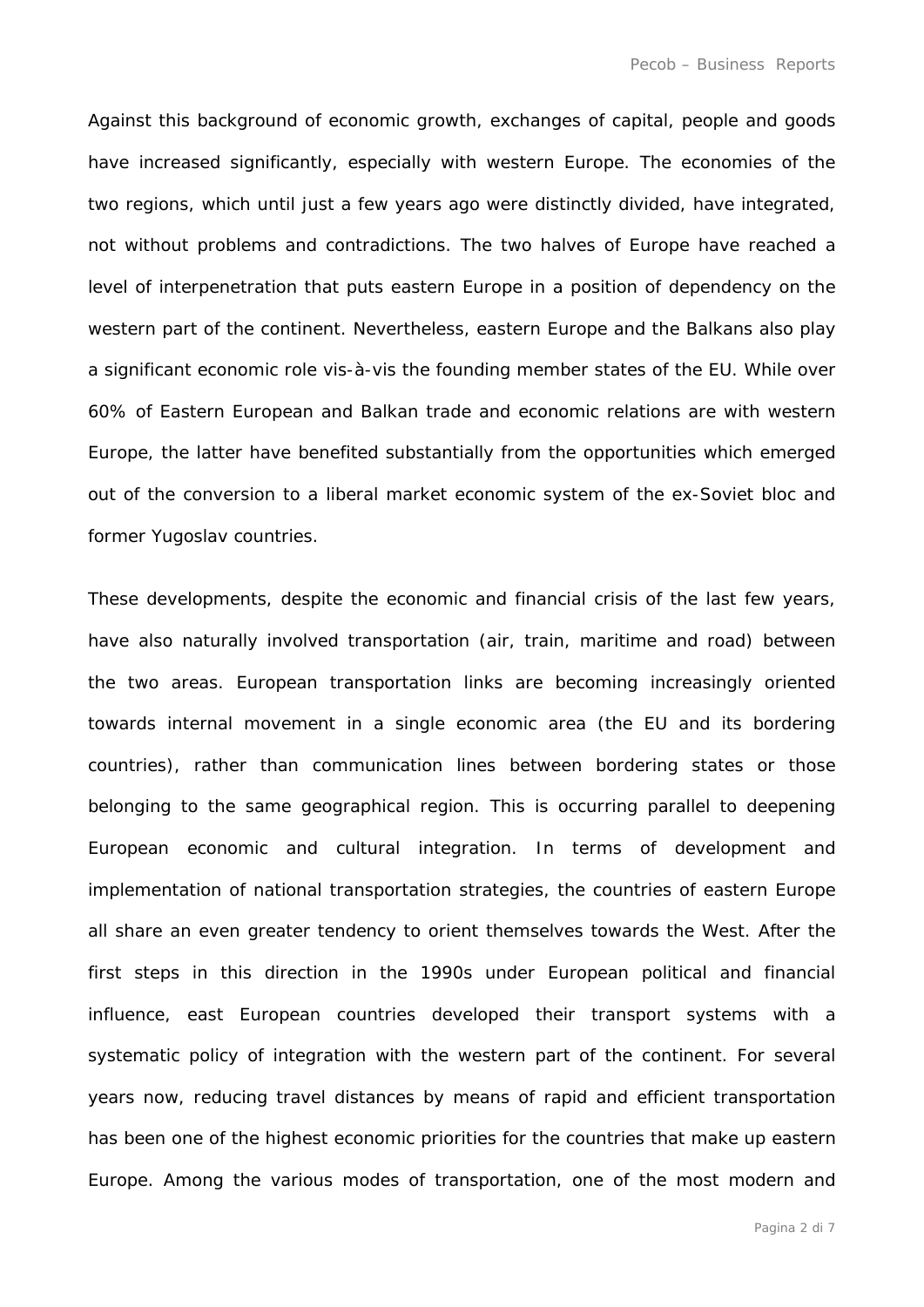Against this background of economic growth, exchanges of capital, people and goods have increased significantly, especially with western Europe. The economies of the two regions, which until just a few years ago were distinctly divided, have integrated, not without problems and contradictions. The two halves of Europe have reached a level of interpenetration that puts eastern Europe in a position of dependency on the western part of the continent. Nevertheless, eastern Europe and the Balkans also play a significant economic role vis-à-vis the founding member states of the EU. While over 60% of Eastern European and Balkan trade and economic relations are with western Europe, the latter have benefited substantially from the opportunities which emerged out of the conversion to a liberal market economic system of the ex-Soviet bloc and former Yugoslav countries.

These developments, despite the economic and financial crisis of the last few years, have also naturally involved transportation (air, train, maritime and road) between the two areas. European transportation links are becoming increasingly oriented towards internal movement in a single economic area (the EU and its bordering countries), rather than communication lines between bordering states or those belonging to the same geographical region. This is occurring parallel to deepening European economic and cultural integration. In terms of development and implementation of national transportation strategies, the countries of eastern Europe all share an even greater tendency to orient themselves towards the West. After the first steps in this direction in the 1990s under European political and financial influence, east European countries developed their transport systems with a systematic policy of integration with the western part of the continent. For several years now, reducing travel distances by means of rapid and efficient transportation has been one of the highest economic priorities for the countries that make up eastern Europe. Among the various modes of transportation, one of the most modern and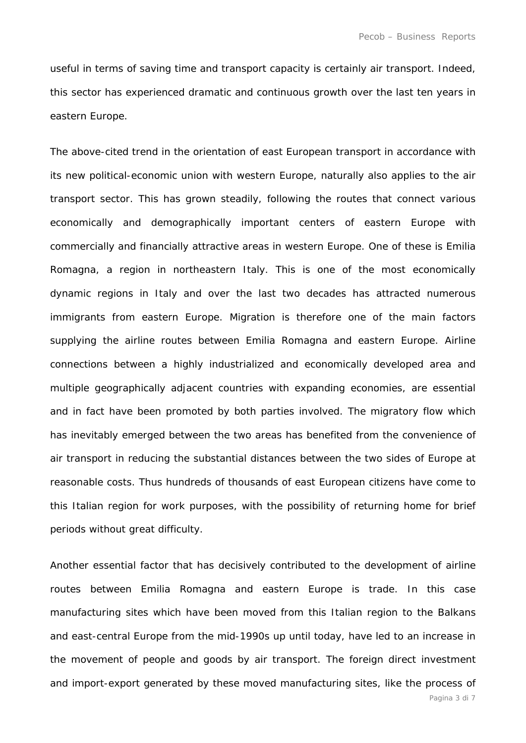useful in terms of saving time and transport capacity is certainly air transport. Indeed, this sector has experienced dramatic and continuous growth over the last ten years in eastern Europe.

The above-cited trend in the orientation of east European transport in accordance with its new political-economic union with western Europe, naturally also applies to the air transport sector. This has grown steadily, following the routes that connect various economically and demographically important centers of eastern Europe with commercially and financially attractive areas in western Europe. One of these is Emilia Romagna, a region in northeastern Italy. This is one of the most economically dynamic regions in Italy and over the last two decades has attracted numerous immigrants from eastern Europe. Migration is therefore one of the main factors supplying the airline routes between Emilia Romagna and eastern Europe. Airline connections between a highly industrialized and economically developed area and multiple geographically adjacent countries with expanding economies, are essential and in fact have been promoted by both parties involved. The migratory flow which has inevitably emerged between the two areas has benefited from the convenience of air transport in reducing the substantial distances between the two sides of Europe at reasonable costs. Thus hundreds of thousands of east European citizens have come to this Italian region for work purposes, with the possibility of returning home for brief periods without great difficulty.

Another essential factor that has decisively contributed to the development of airline routes between Emilia Romagna and eastern Europe is trade. In this case manufacturing sites which have been moved from this Italian region to the Balkans and east-central Europe from the mid-1990s up until today, have led to an increase in the movement of people and goods by air transport. The foreign direct investment and import-export generated by these moved manufacturing sites, like the process of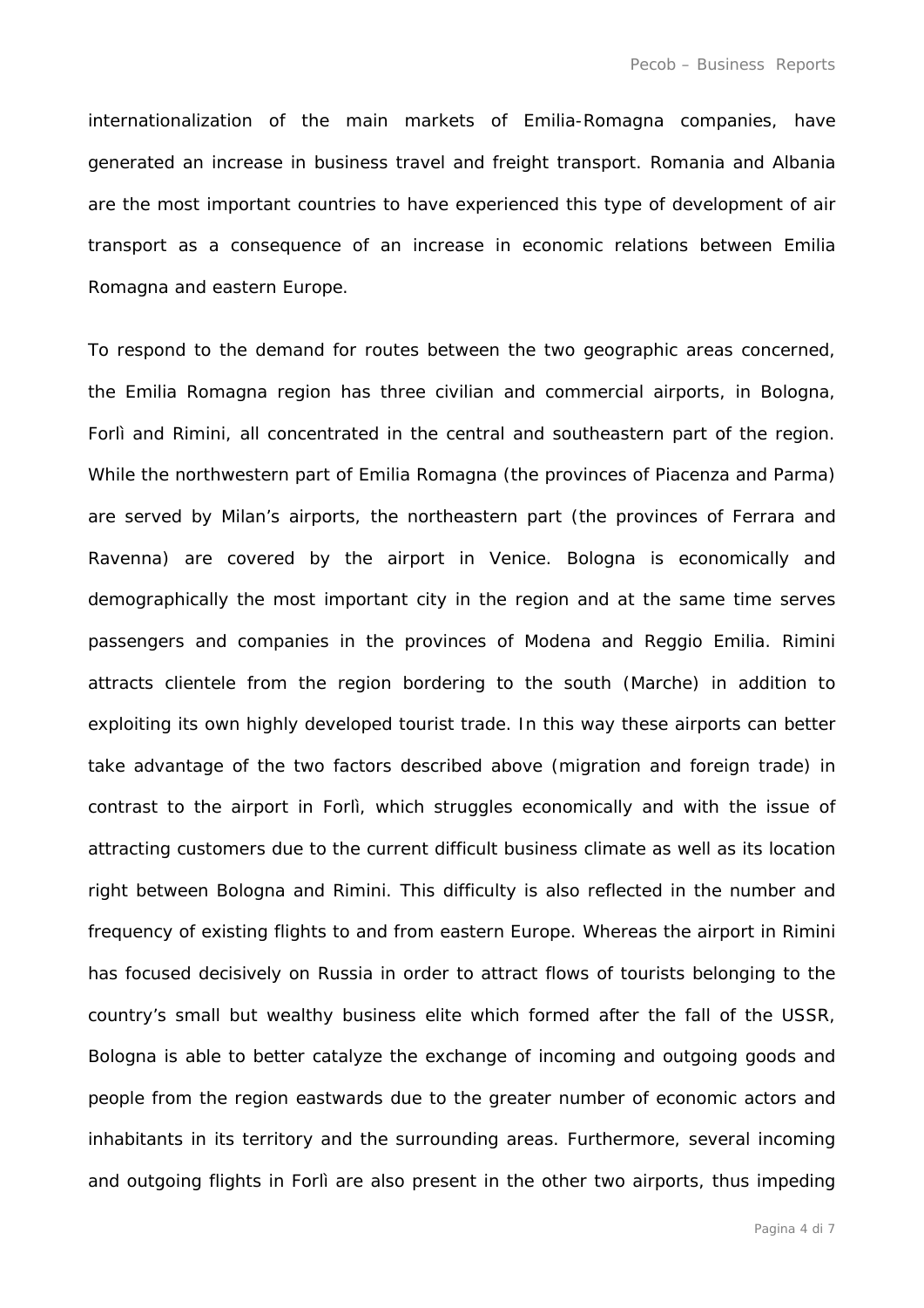internationalization of the main markets of Emilia-Romagna companies, have generated an increase in business travel and freight transport. Romania and Albania are the most important countries to have experienced this type of development of air transport as a consequence of an increase in economic relations between Emilia Romagna and eastern Europe.

To respond to the demand for routes between the two geographic areas concerned, the Emilia Romagna region has three civilian and commercial airports, in Bologna, Forlì and Rimini, all concentrated in the central and southeastern part of the region. While the northwestern part of Emilia Romagna (the provinces of Piacenza and Parma) are served by Milan's airports, the northeastern part (the provinces of Ferrara and Ravenna) are covered by the airport in Venice. Bologna is economically and demographically the most important city in the region and at the same time serves passengers and companies in the provinces of Modena and Reggio Emilia. Rimini attracts clientele from the region bordering to the south (Marche) in addition to exploiting its own highly developed tourist trade. In this way these airports can better take advantage of the two factors described above (migration and foreign trade) in contrast to the airport in Forlì, which struggles economically and with the issue of attracting customers due to the current difficult business climate as well as its location right between Bologna and Rimini. This difficulty is also reflected in the number and frequency of existing flights to and from eastern Europe. Whereas the airport in Rimini has focused decisively on Russia in order to attract flows of tourists belonging to the country's small but wealthy business elite which formed after the fall of the USSR, Bologna is able to better catalyze the exchange of incoming and outgoing goods and people from the region eastwards due to the greater number of economic actors and inhabitants in its territory and the surrounding areas. Furthermore, several incoming and outgoing flights in Forlì are also present in the other two airports, thus impeding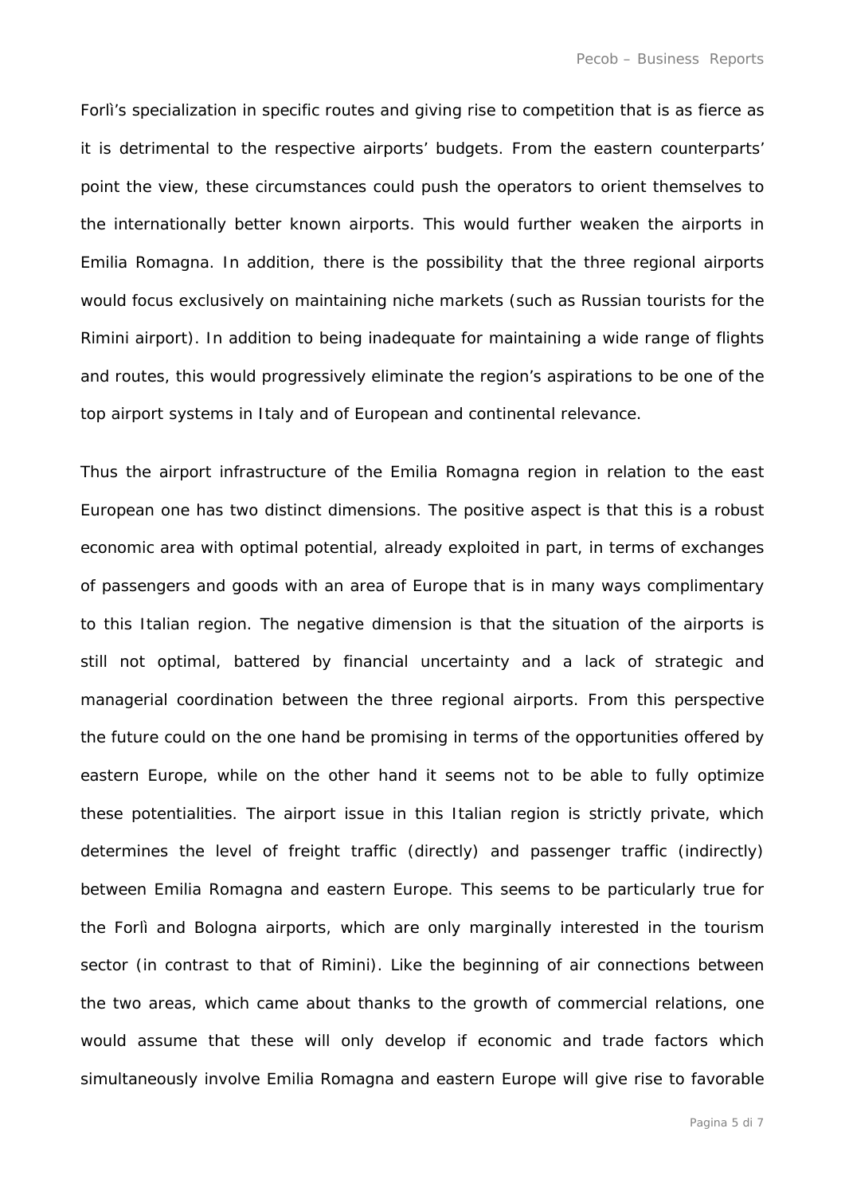Forlì's specialization in specific routes and giving rise to competition that is as fierce as it is detrimental to the respective airports' budgets. From the eastern counterparts' point the view, these circumstances could push the operators to orient themselves to the internationally better known airports. This would further weaken the airports in Emilia Romagna. In addition, there is the possibility that the three regional airports would focus exclusively on maintaining niche markets (such as Russian tourists for the Rimini airport). In addition to being inadequate for maintaining a wide range of flights and routes, this would progressively eliminate the region's aspirations to be one of the top airport systems in Italy and of European and continental relevance.

Thus the airport infrastructure of the Emilia Romagna region in relation to the east European one has two distinct dimensions. The positive aspect is that this is a robust economic area with optimal potential, already exploited in part, in terms of exchanges of passengers and goods with an area of Europe that is in many ways complimentary to this Italian region. The negative dimension is that the situation of the airports is still not optimal, battered by financial uncertainty and a lack of strategic and managerial coordination between the three regional airports. From this perspective the future could on the one hand be promising in terms of the opportunities offered by eastern Europe, while on the other hand it seems not to be able to fully optimize these potentialities. The airport issue in this Italian region is strictly private, which determines the level of freight traffic (directly) and passenger traffic (indirectly) between Emilia Romagna and eastern Europe. This seems to be particularly true for the Forlì and Bologna airports, which are only marginally interested in the tourism sector (in contrast to that of Rimini). Like the beginning of air connections between the two areas, which came about thanks to the growth of commercial relations, one would assume that these will only develop if economic and trade factors which simultaneously involve Emilia Romagna and eastern Europe will give rise to favorable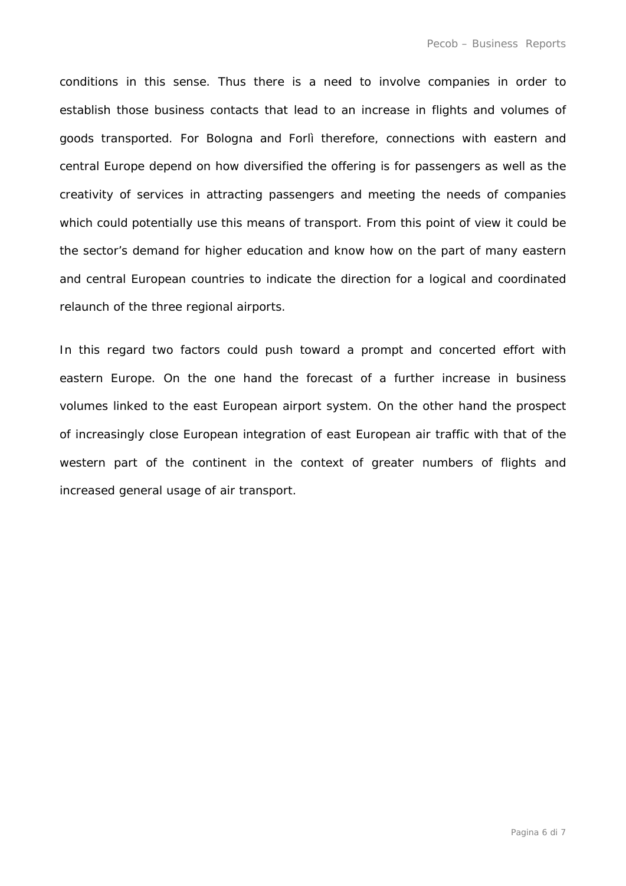conditions in this sense. Thus there is a need to involve companies in order to establish those business contacts that lead to an increase in flights and volumes of goods transported. For Bologna and Forlì therefore, connections with eastern and central Europe depend on how diversified the offering is for passengers as well as the creativity of services in attracting passengers and meeting the needs of companies which could potentially use this means of transport. From this point of view it could be the sector's demand for higher education and know how on the part of many eastern and central European countries to indicate the direction for a logical and coordinated relaunch of the three regional airports.

In this regard two factors could push toward a prompt and concerted effort with eastern Europe. On the one hand the forecast of a further increase in business volumes linked to the east European airport system. On the other hand the prospect of increasingly close European integration of east European air traffic with that of the western part of the continent in the context of greater numbers of flights and increased general usage of air transport.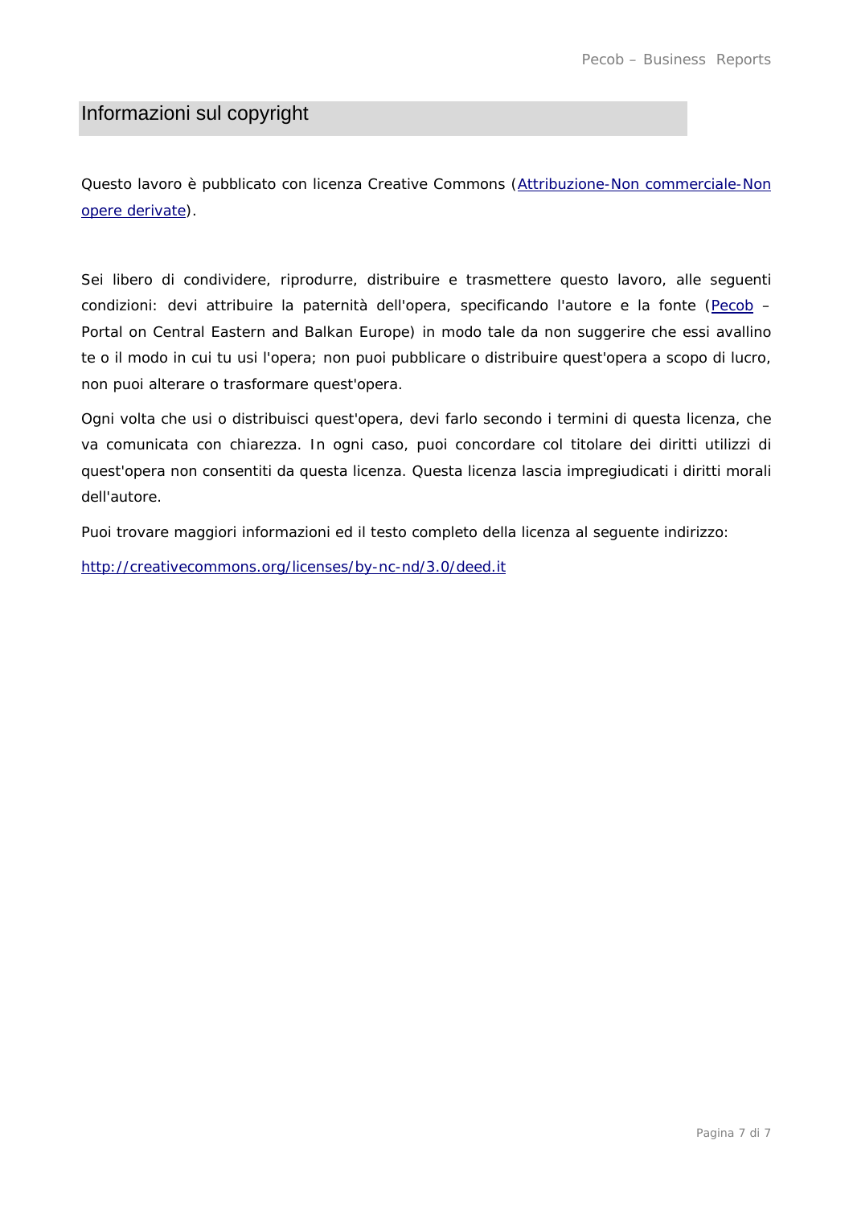## Informazioni sul copyright

Questo lavoro è pubblicato con licenza Creative Commons (Attribuzione-Non commerciale-Non opere derivate).

Sei libero di condividere, riprodurre, distribuire e trasmettere questo lavoro, alle seguenti condizioni: devi attribuire la paternità dell'opera, specificando l'autore e la fonte (Pecob – Portal on Central Eastern and Balkan Europe) in modo tale da non suggerire che essi avallino te o il modo in cui tu usi l'opera; non puoi pubblicare o distribuire quest'opera a scopo di lucro, non puoi alterare o trasformare quest'opera.

Ogni volta che usi o distribuisci quest'opera, devi farlo secondo i termini di questa licenza, che va comunicata con chiarezza. In ogni caso, puoi concordare col titolare dei diritti utilizzi di quest'opera non consentiti da questa licenza. Questa licenza lascia impregiudicati i diritti morali dell'autore.

Puoi trovare maggiori informazioni ed il testo completo della licenza al seguente indirizzo:

http://creativecommons.org/licenses/by-nc-nd/3.0/deed.it